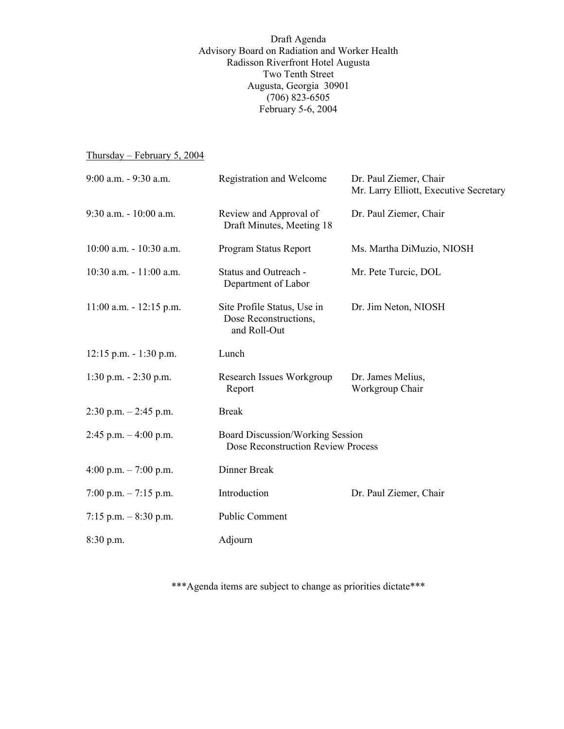Draft Agenda
Advisory Board on Radiation and Worker Health
Radisson Riverfront Hotel Augusta
Two Tenth Street
Augusta, Georgia 30901
(706) 823-6505
February 5-6, 2004

Thursday – February 5, 2004

| | | |
|---|---|---|
| 9:00 a.m. - 9:30 a.m. | Registration and Welcome | Dr. Paul Ziemer, Chair<br>Mr. Larry Elliott, Executive Secretary |
| 9:30 a.m. - 10:00 a.m. | Review and Approval of Draft Minutes, Meeting 18 | Dr. Paul Ziemer, Chair |
| 10:00 a.m. - 10:30 a.m. | Program Status Report | Ms. Martha DiMuzio, NIOSH |
| 10:30 a.m. - 11:00 a.m. | Status and Outreach - Department of Labor | Mr. Pete Turcic, DOL |
| 11:00 a.m. - 12:15 p.m. | Site Profile Status, Use in Dose Reconstructions, and Roll-Out | Dr. Jim Neton, NIOSH |
| 12:15 p.m. - 1:30 p.m. | Lunch | |
| 1:30 p.m. - 2:30 p.m. | Research Issues Workgroup Report | Dr. James Melius, Workgroup Chair |
| 2:30 p.m. – 2:45 p.m. | Break | |
| 2:45 p.m. – 4:00 p.m. | Board Discussion/Working Session Dose Reconstruction Review Process | |
| 4:00 p.m. – 7:00 p.m. | Dinner Break | |
| 7:00 p.m. – 7:15 p.m. | Introduction | Dr. Paul Ziemer, Chair |
| 7:15 p.m. – 8:30 p.m. | Public Comment | |
| 8:30 p.m. | Adjourn | |

***Agenda items are subject to change as priorities dictate***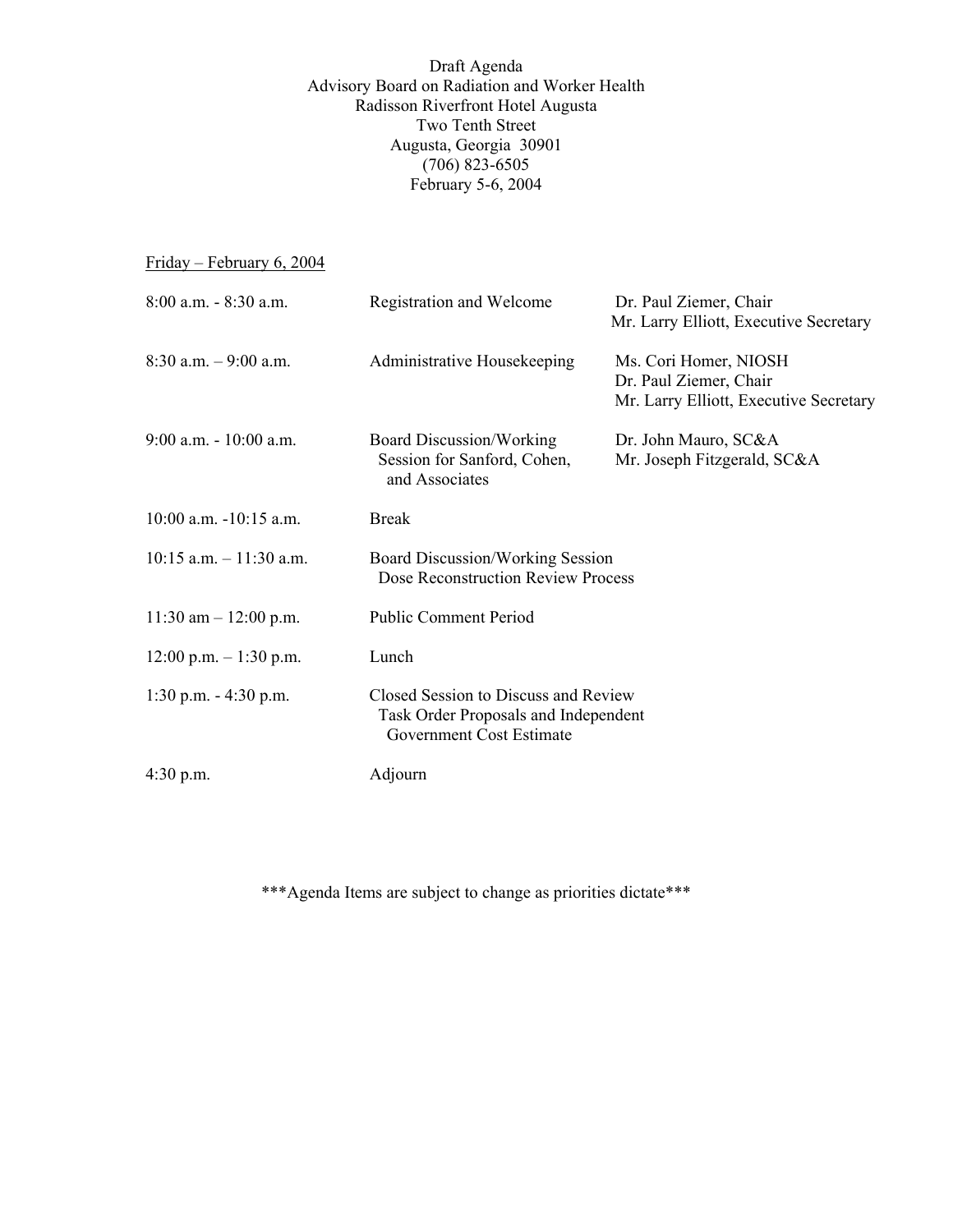Draft Agenda
Advisory Board on Radiation and Worker Health
Radisson Riverfront Hotel Augusta
Two Tenth Street
Augusta, Georgia 30901
(706) 823-6505
February 5-6, 2004

Friday – February 6, 2004

| | | |
|---|---|---|
| 8:00 a.m. - 8:30 a.m. | Registration and Welcome | Dr. Paul Ziemer, Chair<br>Mr. Larry Elliott, Executive Secretary |
| 8:30 a.m. – 9:00 a.m. | Administrative Housekeeping | Ms. Cori Homer, NIOSH<br>Dr. Paul Ziemer, Chair<br>Mr. Larry Elliott, Executive Secretary |
| 9:00 a.m. - 10:00 a.m. | Board Discussion/Working Session for Sanford, Cohen, and Associates | Dr. John Mauro, SC&A<br>Mr. Joseph Fitzgerald, SC&A |
| 10:00 a.m. -10:15 a.m. | Break | |
| 10:15 a.m. – 11:30 a.m. | Board Discussion/Working Session Dose Reconstruction Review Process | |
| 11:30 am – 12:00 p.m. | Public Comment Period | |
| 12:00 p.m. – 1:30 p.m. | Lunch | |
| 1:30 p.m. - 4:30 p.m. | Closed Session to Discuss and Review Task Order Proposals and Independent Government Cost Estimate | |
| 4:30 p.m. | Adjourn | |

***Agenda Items are subject to change as priorities dictate***